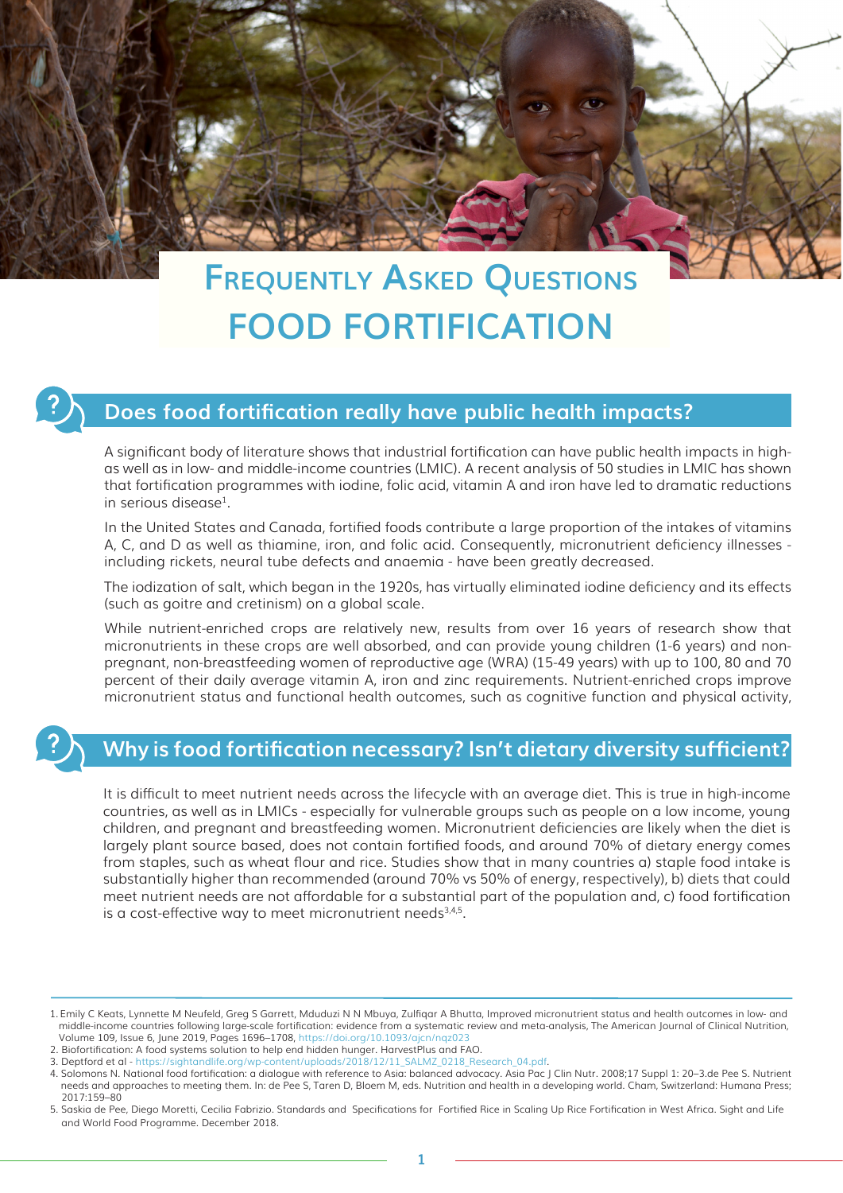# Frequently Asked Questions
# FOOD FORTIFICATION

## Does food fortification really have public health impacts?

A significant body of literature shows that industrial fortification can have public health impacts in high- as well as in low- and middle-income countries (LMIC). A recent analysis of 50 studies in LMIC has shown that fortification programmes with iodine, folic acid, vitamin A and iron have led to dramatic reductions in serious disease[1].

In the United States and Canada, fortified foods contribute a large proportion of the intakes of vitamins A, C, and D as well as thiamine, iron, and folic acid. Consequently, micronutrient deficiency illnesses - including rickets, neural tube defects and anaemia - have been greatly decreased.

The iodization of salt, which began in the 1920s, has virtually eliminated iodine deficiency and its effects (such as goitre and cretinism) on a global scale.

While nutrient-enriched crops are relatively new, results from over 16 years of research show that micronutrients in these crops are well absorbed, and can provide young children (1-6 years) and non-pregnant, non-breastfeeding women of reproductive age (WRA) (15-49 years) with up to 100, 80 and 70 percent of their daily average vitamin A, iron and zinc requirements. Nutrient-enriched crops improve micronutrient status and functional health outcomes, such as cognitive function and physical activity,

## Why is food fortification necessary? Isn't dietary diversity sufficient?

It is difficult to meet nutrient needs across the lifecycle with an average diet. This is true in high-income countries, as well as in LMICs - especially for vulnerable groups such as people on a low income, young children, and pregnant and breastfeeding women. Micronutrient deficiencies are likely when the diet is largely plant source based, does not contain fortified foods, and around 70% of dietary energy comes from staples, such as wheat flour and rice. Studies show that in many countries a) staple food intake is substantially higher than recommended (around 70% vs 50% of energy, respectively), b) diets that could meet nutrient needs are not affordable for a substantial part of the population and, c) food fortification is a cost-effective way to meet micronutrient needs[3,4,5].

---

1. Emily C Keats, Lynnette M Neufeld, Greg S Garrett, Mduduzi N N Mbuya, Zulfiqar A Bhutta, Improved micronutrient status and health outcomes in low- and middle-income countries following large-scale fortification: evidence from a systematic review and meta-analysis, The American Journal of Clinical Nutrition, Volume 109, Issue 6, June 2019, Pages 1696–1708, https://doi.org/10.1093/ajcn/nqz023
2. Biofortification: A food systems solution to help end hidden hunger. HarvestPlus and FAO.
3. Deptford et al - https://sightandlife.org/wp-content/uploads/2018/12/11_SALMZ_0218_Research_04.pdf.
4. Solomons N. National food fortification: a dialogue with reference to Asia: balanced advocacy. Asia Pac J Clin Nutr. 2008;17 Suppl 1: 20–3.de Pee S. Nutrient needs and approaches to meeting them. In: de Pee S, Taren D, Bloem M, eds. Nutrition and health in a developing world. Cham, Switzerland: Humana Press; 2017:159–80
5. Saskia de Pee, Diego Moretti, Cecilia Fabrizio. Standards and Specifications for Fortified Rice in Scaling Up Rice Fortification in West Africa. Sight and Life and World Food Programme. December 2018.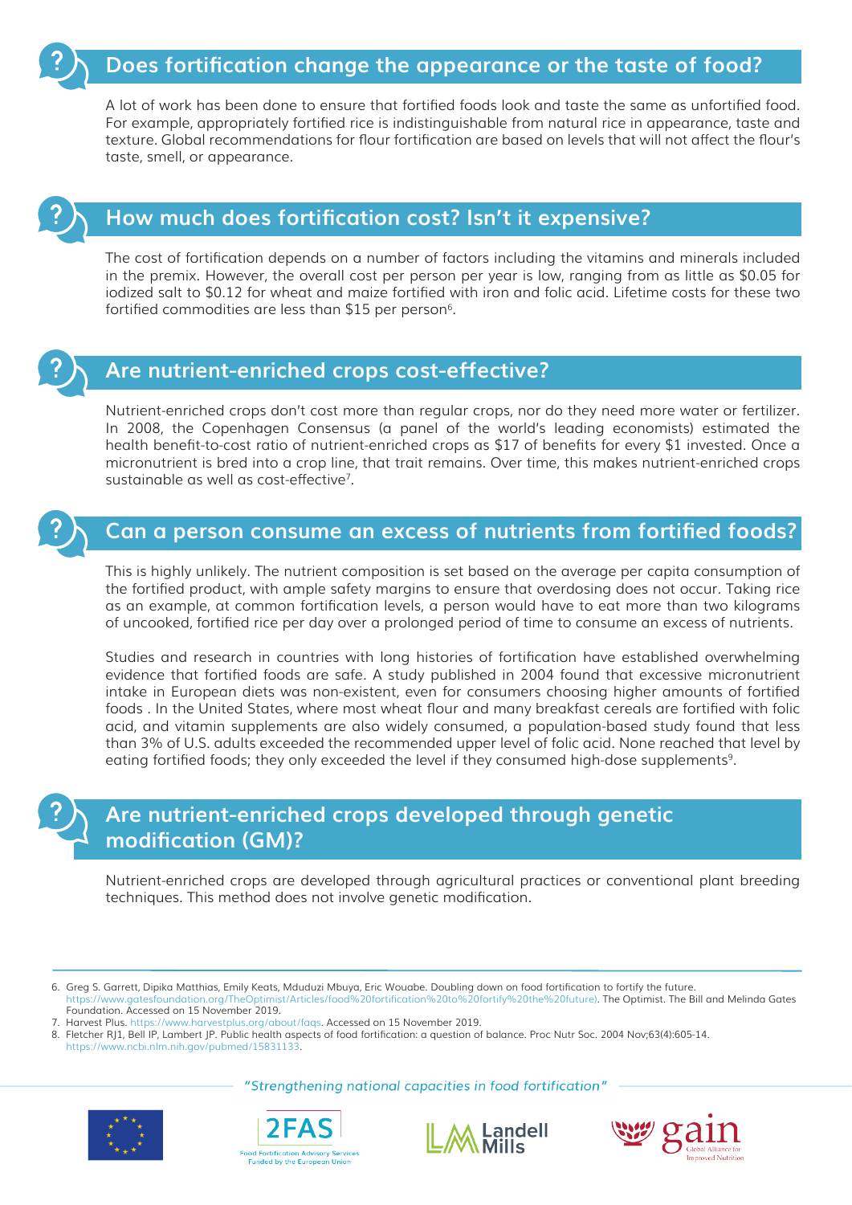## Does fortification change the appearance or the taste of food?

A lot of work has been done to ensure that fortified foods look and taste the same as unfortified food. For example, appropriately fortified rice is indistinguishable from natural rice in appearance, taste and texture. Global recommendations for flour fortification are based on levels that will not affect the flour's taste, smell, or appearance.

## How much does fortification cost? Isn't it expensive?

The cost of fortification depends on a number of factors including the vitamins and minerals included in the premix. However, the overall cost per person per year is low, ranging from as little as $0.05 for iodized salt to $0.12 for wheat and maize fortified with iron and folic acid. Lifetime costs for these two fortified commodities are less than $15 per person[6].

## Are nutrient-enriched crops cost-effective?

Nutrient-enriched crops don't cost more than regular crops, nor do they need more water or fertilizer. In 2008, the Copenhagen Consensus (a panel of the world's leading economists) estimated the health benefit-to-cost ratio of nutrient-enriched crops as $17 of benefits for every $1 invested. Once a micronutrient is bred into a crop line, that trait remains. Over time, this makes nutrient-enriched crops sustainable as well as cost-effective[7].

## Can a person consume an excess of nutrients from fortified foods?

This is highly unlikely. The nutrient composition is set based on the average per capita consumption of the fortified product, with ample safety margins to ensure that overdosing does not occur. Taking rice as an example, at common fortification levels, a person would have to eat more than two kilograms of uncooked, fortified rice per day over a prolonged period of time to consume an excess of nutrients.

Studies and research in countries with long histories of fortification have established overwhelming evidence that fortified foods are safe. A study published in 2004 found that excessive micronutrient intake in European diets was non-existent, even for consumers choosing higher amounts of fortified foods . In the United States, where most wheat flour and many breakfast cereals are fortified with folic acid, and vitamin supplements are also widely consumed, a population-based study found that less than 3% of U.S. adults exceeded the recommended upper level of folic acid. None reached that level by eating fortified foods; they only exceeded the level if they consumed high-dose supplements[9].

## Are nutrient-enriched crops developed through genetic modification (GM)?

Nutrient-enriched crops are developed through agricultural practices or conventional plant breeding techniques. This method does not involve genetic modification.

---

6. Greg S. Garrett, Dipika Matthias, Emily Keats, Mduduzi Mbuya, Eric Wouabe. Doubling down on food fortification to fortify the future. https://www.gatesfoundation.org/TheOptimist/Articles/food%20fortification%20to%20fortify%20the%20future). The Optimist. The Bill and Melinda Gates Foundation. Accessed on 15 November 2019.
7. Harvest Plus. https://www.harvestplus.org/about/faqs. Accessed on 15 November 2019.
8. Fletcher RJ1, Bell IP, Lambert JP. Public health aspects of food fortification: a question of balance. Proc Nutr Soc. 2004 Nov;63(4):605-14. https://www.ncbi.nlm.nih.gov/pubmed/15831133.

*"Strengthening national capacities in food fortification"*

2FAS Food Fortification Advisory Services Funded by the European Union

Landell Mills

gain Global Alliance for Improved Nutrition